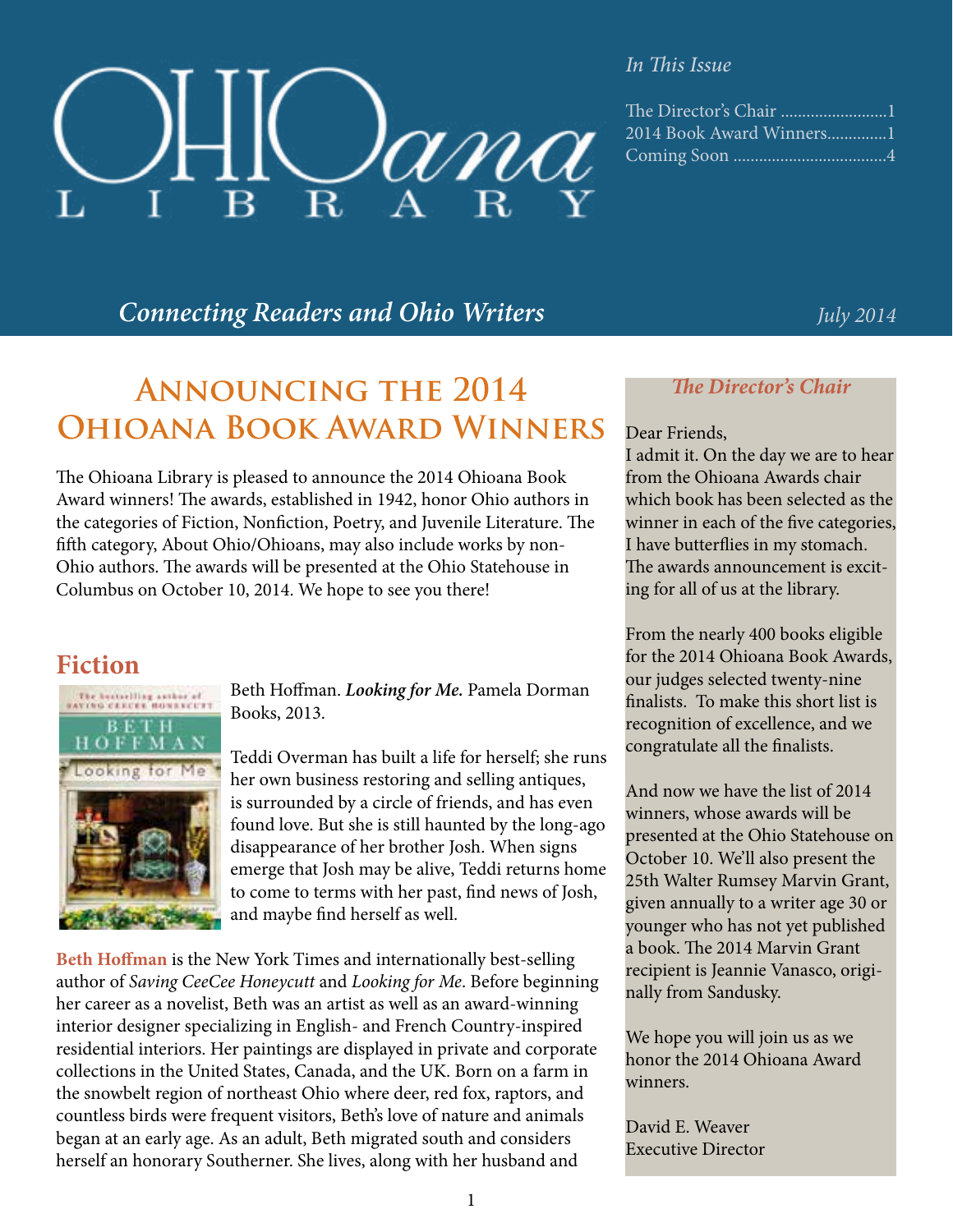# OHIOana LIBRARY

*In This Issue*

The Director's Chair .........................1
2014 Book Award Winners.............1
Coming Soon ...................................4

*Connecting Readers and Ohio Writers*

*July 2014*

# Announcing the 2014 Ohioana Book Award Winners

The Ohioana Library is pleased to announce the 2014 Ohioana Book Award winners! The awards, established in 1942, honor Ohio authors in the categories of Fiction, Nonfiction, Poetry, and Juvenile Literature. The fifth category, About Ohio/Ohioans, may also include works by non-Ohio authors. The awards will be presented at the Ohio Statehouse in Columbus on October 10, 2014. We hope to see you there!

## Fiction

Beth Hoffman. ***Looking for Me.*** Pamela Dorman Books, 2013.

Teddi Overman has built a life for herself; she runs her own business restoring and selling antiques, is surrounded by a circle of friends, and has even found love. But she is still haunted by the long-ago disappearance of her brother Josh. When signs emerge that Josh may be alive, Teddi returns home to come to terms with her past, find news of Josh, and maybe find herself as well.

**Beth Hoffman** is the New York Times and internationally best-selling author of *Saving CeeCee Honeycutt* and *Looking for Me*. Before beginning her career as a novelist, Beth was an artist as well as an award-winning interior designer specializing in English- and French Country-inspired residential interiors. Her paintings are displayed in private and corporate collections in the United States, Canada, and the UK. Born on a farm in the snowbelt region of northeast Ohio where deer, red fox, raptors, and countless birds were frequent visitors, Beth's love of nature and animals began at an early age. As an adult, Beth migrated south and considers herself an honorary Southerner. She lives, along with her husband and

### *The Director's Chair*

Dear Friends,
I admit it. On the day we are to hear from the Ohioana Awards chair which book has been selected as the winner in each of the five categories, I have butterflies in my stomach. The awards announcement is exciting for all of us at the library.

From the nearly 400 books eligible for the 2014 Ohioana Book Awards, our judges selected twenty-nine finalists. To make this short list is recognition of excellence, and we congratulate all the finalists.

And now we have the list of 2014 winners, whose awards will be presented at the Ohio Statehouse on October 10. We'll also present the 25th Walter Rumsey Marvin Grant, given annually to a writer age 30 or younger who has not yet published a book. The 2014 Marvin Grant recipient is Jeannie Vanasco, originally from Sandusky.

We hope you will join us as we honor the 2014 Ohioana Award winners.

David E. Weaver
Executive Director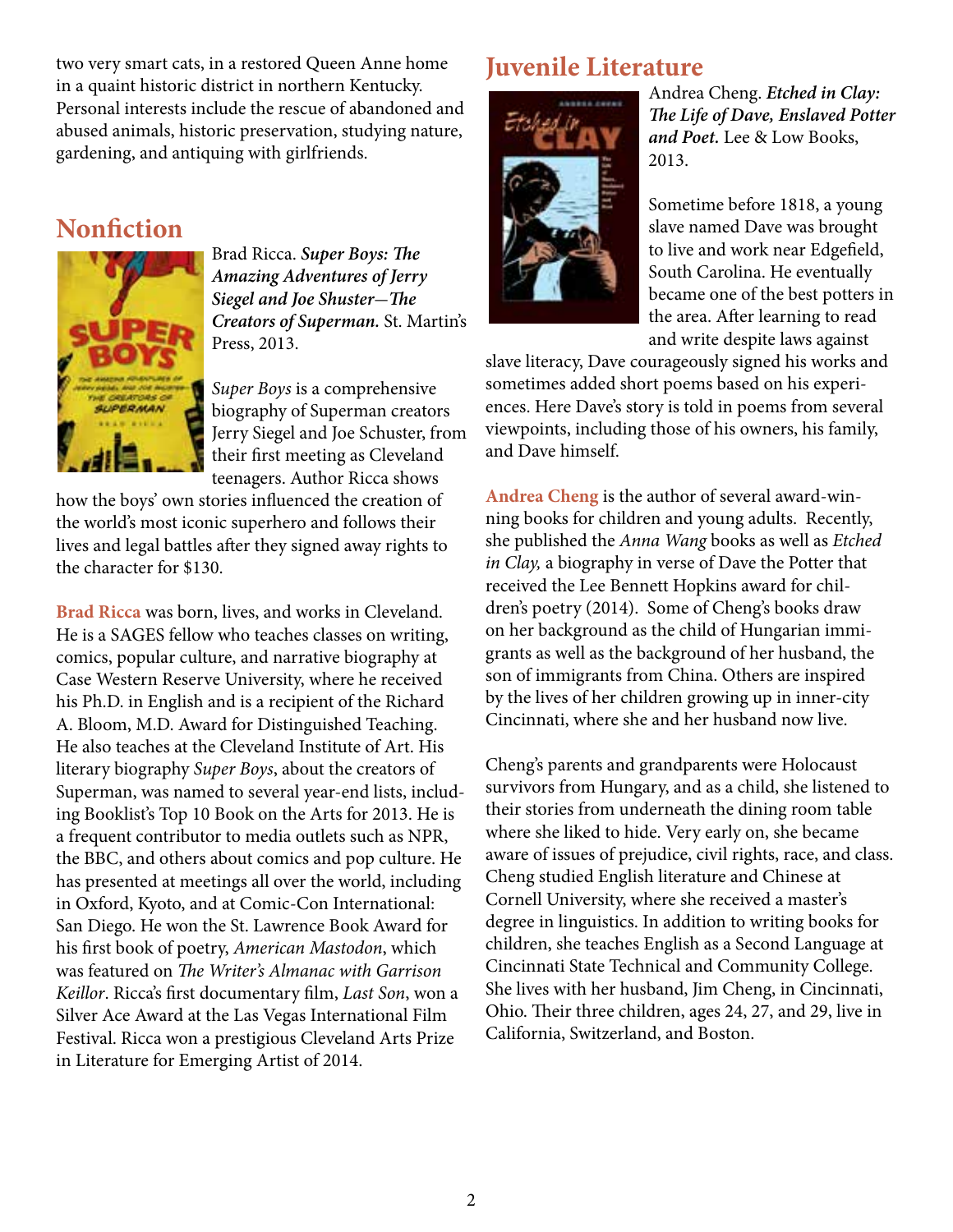two very smart cats, in a restored Queen Anne home in a quaint historic district in northern Kentucky. Personal interests include the rescue of abandoned and abused animals, historic preservation, studying nature, gardening, and antiquing with girlfriends.

## Nonfiction

Brad Ricca. ***Super Boys: The Amazing Adventures of Jerry Siegel and Joe Shuster—The Creators of Superman.*** St. Martin's Press, 2013.

*Super Boys* is a comprehensive biography of Superman creators Jerry Siegel and Joe Schuster, from their first meeting as Cleveland teenagers. Author Ricca shows how the boys' own stories influenced the creation of the world's most iconic superhero and follows their lives and legal battles after they signed away rights to the character for $130.

**Brad Ricca** was born, lives, and works in Cleveland. He is a SAGES fellow who teaches classes on writing, comics, popular culture, and narrative biography at Case Western Reserve University, where he received his Ph.D. in English and is a recipient of the Richard A. Bloom, M.D. Award for Distinguished Teaching. He also teaches at the Cleveland Institute of Art. His literary biography *Super Boys*, about the creators of Superman, was named to several year-end lists, including Booklist's Top 10 Book on the Arts for 2013. He is a frequent contributor to media outlets such as NPR, the BBC, and others about comics and pop culture. He has presented at meetings all over the world, including in Oxford, Kyoto, and at Comic-Con International: San Diego. He won the St. Lawrence Book Award for his first book of poetry, *American Mastodon*, which was featured on *The Writer's Almanac with Garrison Keillor*. Ricca's first documentary film, *Last Son*, won a Silver Ace Award at the Las Vegas International Film Festival. Ricca won a prestigious Cleveland Arts Prize in Literature for Emerging Artist of 2014.

## Juvenile Literature

Andrea Cheng. ***Etched in Clay: The Life of Dave, Enslaved Potter and Poet.*** Lee & Low Books, 2013.

Sometime before 1818, a young slave named Dave was brought to live and work near Edgefield, South Carolina. He eventually became one of the best potters in the area. After learning to read and write despite laws against slave literacy, Dave courageously signed his works and sometimes added short poems based on his experiences. Here Dave's story is told in poems from several viewpoints, including those of his owners, his family, and Dave himself.

**Andrea Cheng** is the author of several award-winning books for children and young adults. Recently, she published the *Anna Wang* books as well as *Etched in Clay,* a biography in verse of Dave the Potter that received the Lee Bennett Hopkins award for children's poetry (2014). Some of Cheng's books draw on her background as the child of Hungarian immigrants as well as the background of her husband, the son of immigrants from China. Others are inspired by the lives of her children growing up in inner-city Cincinnati, where she and her husband now live.

Cheng's parents and grandparents were Holocaust survivors from Hungary, and as a child, she listened to their stories from underneath the dining room table where she liked to hide. Very early on, she became aware of issues of prejudice, civil rights, race, and class. Cheng studied English literature and Chinese at Cornell University, where she received a master's degree in linguistics. In addition to writing books for children, she teaches English as a Second Language at Cincinnati State Technical and Community College. She lives with her husband, Jim Cheng, in Cincinnati, Ohio. Their three children, ages 24, 27, and 29, live in California, Switzerland, and Boston.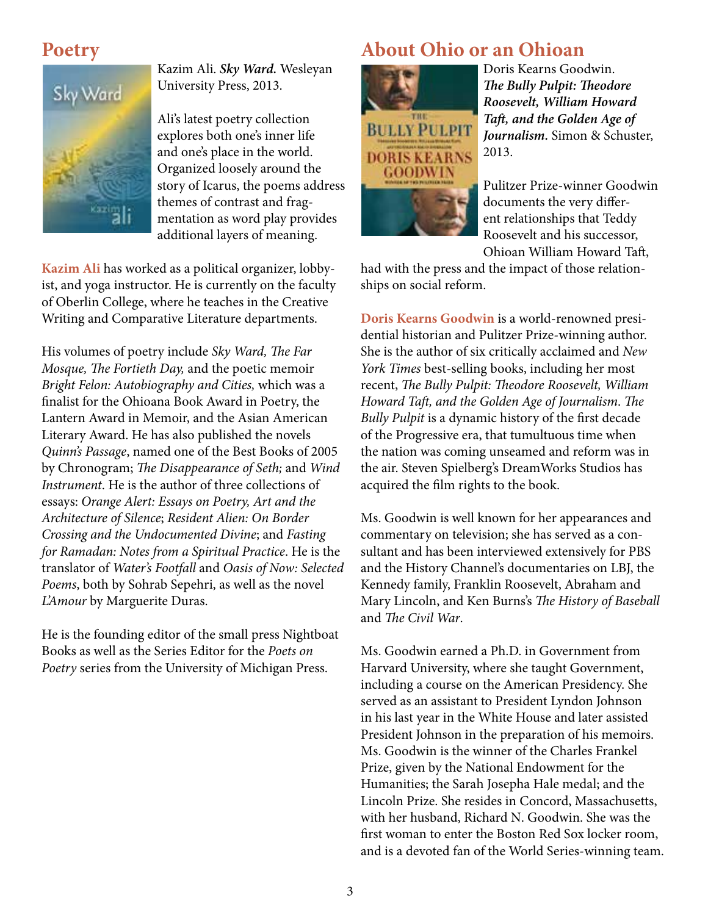## Poetry

Kazim Ali. ***Sky Ward.*** Wesleyan University Press, 2013.

Ali's latest poetry collection explores both one's inner life and one's place in the world. Organized loosely around the story of Icarus, the poems address themes of contrast and fragmentation as word play provides additional layers of meaning.

**Kazim Ali** has worked as a political organizer, lobbyist, and yoga instructor. He is currently on the faculty of Oberlin College, where he teaches in the Creative Writing and Comparative Literature departments.

His volumes of poetry include *Sky Ward, The Far Mosque, The Fortieth Day,* and the poetic memoir *Bright Felon: Autobiography and Cities,* which was a finalist for the Ohioana Book Award in Poetry, the Lantern Award in Memoir, and the Asian American Literary Award. He has also published the novels *Quinn's Passage*, named one of the Best Books of 2005 by Chronogram; *The Disappearance of Seth;* and *Wind Instrument*. He is the author of three collections of essays: *Orange Alert: Essays on Poetry, Art and the Architecture of Silence*; *Resident Alien: On Border Crossing and the Undocumented Divine*; and *Fasting for Ramadan: Notes from a Spiritual Practice*. He is the translator of *Water's Footfall* and *Oasis of Now: Selected Poems*, both by Sohrab Sepehri, as well as the novel *L'Amour* by Marguerite Duras.

He is the founding editor of the small press Nightboat Books as well as the Series Editor for the *Poets on Poetry* series from the University of Michigan Press.

## About Ohio or an Ohioan

Doris Kearns Goodwin. ***The Bully Pulpit: Theodore Roosevelt, William Howard Taft, and the Golden Age of Journalism.*** Simon & Schuster, 2013.

Pulitzer Prize-winner Goodwin documents the very different relationships that Teddy Roosevelt and his successor, Ohioan William Howard Taft, had with the press and the impact of those relationships on social reform.

**Doris Kearns Goodwin** is a world-renowned presidential historian and Pulitzer Prize-winning author. She is the author of six critically acclaimed and *New York Times* best-selling books, including her most recent, *The Bully Pulpit: Theodore Roosevelt, William Howard Taft, and the Golden Age of Journalism*. *The Bully Pulpit* is a dynamic history of the first decade of the Progressive era, that tumultuous time when the nation was coming unseamed and reform was in the air. Steven Spielberg's DreamWorks Studios has acquired the film rights to the book.

Ms. Goodwin is well known for her appearances and commentary on television; she has served as a consultant and has been interviewed extensively for PBS and the History Channel's documentaries on LBJ, the Kennedy family, Franklin Roosevelt, Abraham and Mary Lincoln, and Ken Burns's *The History of Baseball* and *The Civil War*.

Ms. Goodwin earned a Ph.D. in Government from Harvard University, where she taught Government, including a course on the American Presidency. She served as an assistant to President Lyndon Johnson in his last year in the White House and later assisted President Johnson in the preparation of his memoirs. Ms. Goodwin is the winner of the Charles Frankel Prize, given by the National Endowment for the Humanities; the Sarah Josepha Hale medal; and the Lincoln Prize. She resides in Concord, Massachusetts, with her husband, Richard N. Goodwin. She was the first woman to enter the Boston Red Sox locker room, and is a devoted fan of the World Series-winning team.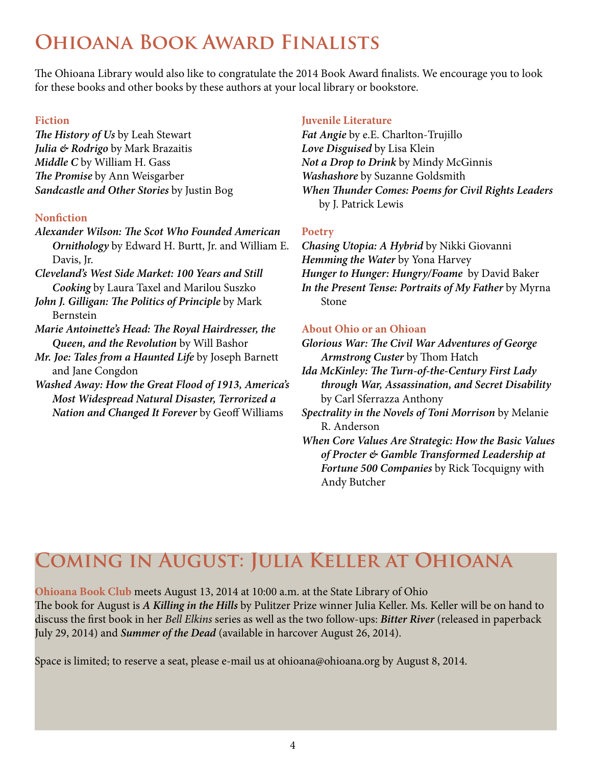# Ohioana Book Award Finalists

The Ohioana Library would also like to congratulate the 2014 Book Award finalists. We encourage you to look for these books and other books by these authors at your local library or bookstore.

### Fiction

***The History of Us*** by Leah Stewart
***Julia & Rodrigo*** by Mark Brazaitis
***Middle C*** by William H. Gass
***The Promise*** by Ann Weisgarber
***Sandcastle and Other Stories*** by Justin Bog

### Nonfiction

***Alexander Wilson: The Scot Who Founded American Ornithology*** by Edward H. Burtt, Jr. and William E. Davis, Jr.
***Cleveland's West Side Market: 100 Years and Still Cooking*** by Laura Taxel and Marilou Suszko
***John J. Gilligan: The Politics of Principle*** by Mark Bernstein
***Marie Antoinette's Head: The Royal Hairdresser, the Queen, and the Revolution*** by Will Bashor
***Mr. Joe: Tales from a Haunted Life*** by Joseph Barnett and Jane Congdon
***Washed Away: How the Great Flood of 1913, America's Most Widespread Natural Disaster, Terrorized a Nation and Changed It Forever*** by Geoff Williams

### Juvenile Literature

***Fat Angie*** by e.E. Charlton-Trujillo
***Love Disguised*** by Lisa Klein
***Not a Drop to Drink*** by Mindy McGinnis
***Washashore*** by Suzanne Goldsmith
***When Thunder Comes: Poems for Civil Rights Leaders*** by J. Patrick Lewis

### Poetry

***Chasing Utopia: A Hybrid*** by Nikki Giovanni
***Hemming the Water*** by Yona Harvey
***Hunger to Hunger: Hungry/Foame*** by David Baker
***In the Present Tense: Portraits of My Father*** by Myrna Stone

### About Ohio or an Ohioan

***Glorious War: The Civil War Adventures of George Armstrong Custer*** by Thom Hatch
***Ida McKinley: The Turn-of-the-Century First Lady through War, Assassination, and Secret Disability*** by Carl Sferrazza Anthony
***Spectrality in the Novels of Toni Morrison*** by Melanie R. Anderson
***When Core Values Are Strategic: How the Basic Values of Procter & Gamble Transformed Leadership at Fortune 500 Companies*** by Rick Tocquigny with Andy Butcher

# Coming in August: Julia Keller at Ohioana

**Ohioana Book Club** meets August 13, 2014 at 10:00 a.m. at the State Library of Ohio
The book for August is ***A Killing in the Hills*** by Pulitzer Prize winner Julia Keller. Ms. Keller will be on hand to discuss the first book in her *Bell Elkins* series as well as the two follow-ups: ***Bitter River*** (released in paperback July 29, 2014) and ***Summer of the Dead*** (available in harcover August 26, 2014).

Space is limited; to reserve a seat, please e-mail us at ohioana@ohioana.org by August 8, 2014.